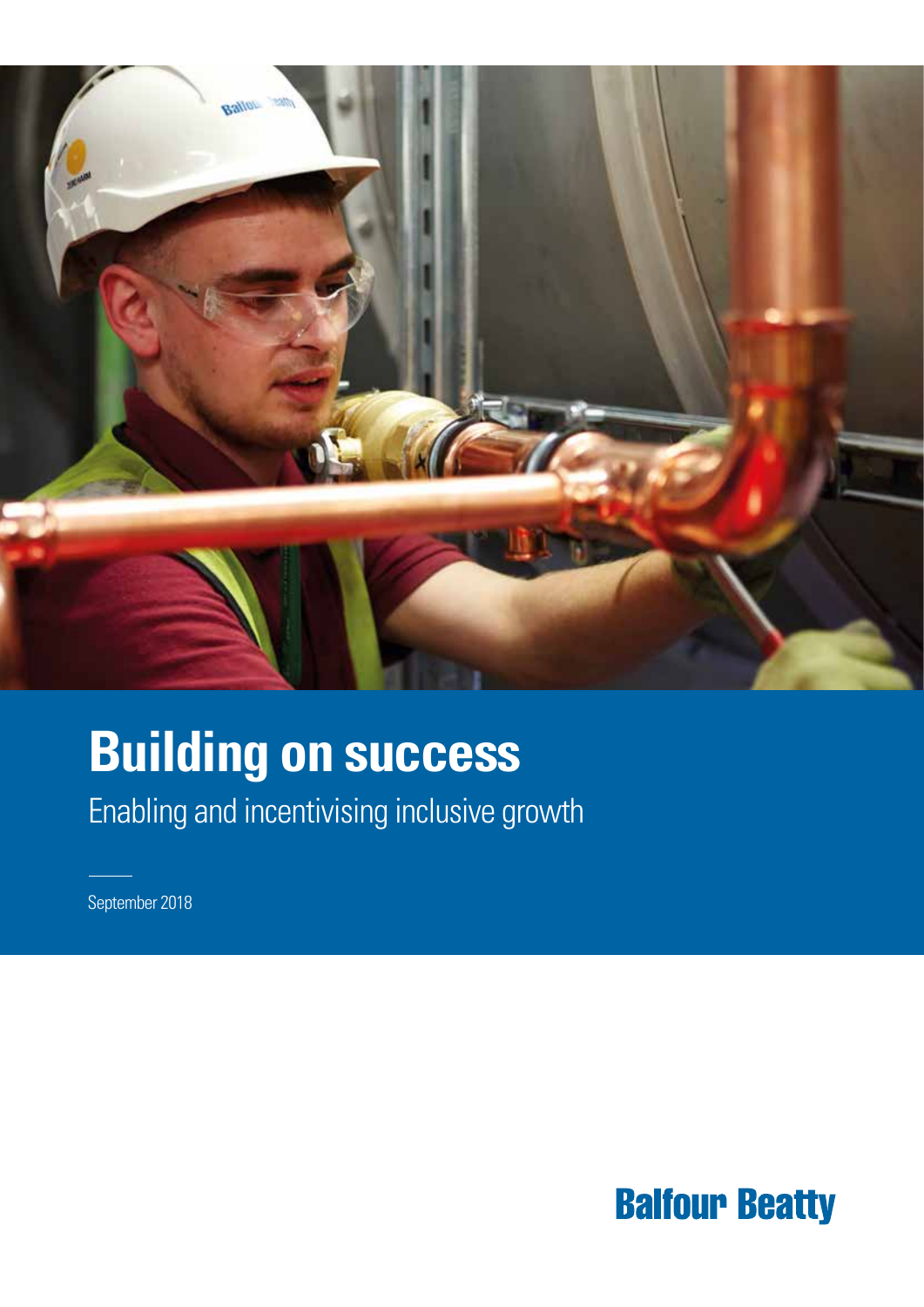# Building on success

Enabling and incentivising inclusive growth

September 2018

Balfour Beatty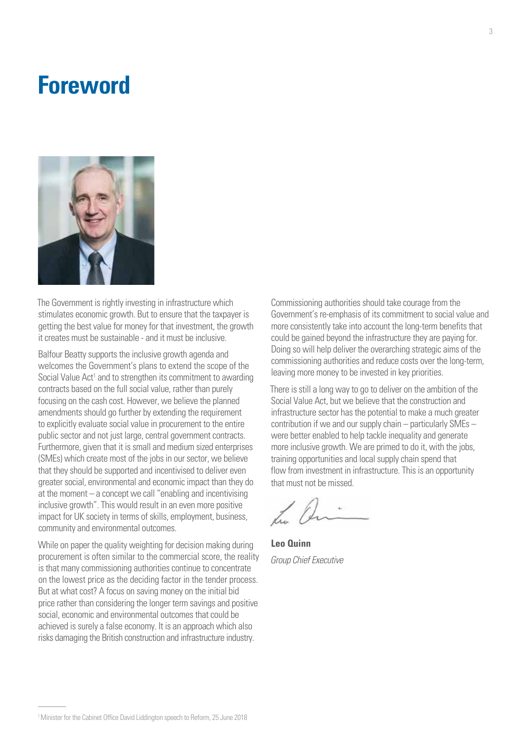# Foreword

The Government is rightly investing in infrastructure which stimulates economic growth. But to ensure that the taxpayer is getting the best value for money for that investment, the growth it creates must be sustainable - and it must be inclusive.

Balfour Beatty supports the inclusive growth agenda and welcomes the Government's plans to extend the scope of the Social Value Act[1] and to strengthen its commitment to awarding contracts based on the full social value, rather than purely focusing on the cash cost. However, we believe the planned amendments should go further by extending the requirement to explicitly evaluate social value in procurement to the entire public sector and not just large, central government contracts. Furthermore, given that it is small and medium sized enterprises (SMEs) which create most of the jobs in our sector, we believe that they should be supported and incentivised to deliver even greater social, environmental and economic impact than they do at the moment – a concept we call "enabling and incentivising inclusive growth". This would result in an even more positive impact for UK society in terms of skills, employment, business, community and environmental outcomes.

While on paper the quality weighting for decision making during procurement is often similar to the commercial score, the reality is that many commissioning authorities continue to concentrate on the lowest price as the deciding factor in the tender process. But at what cost? A focus on saving money on the initial bid price rather than considering the longer term savings and positive social, economic and environmental outcomes that could be achieved is surely a false economy. It is an approach which also risks damaging the British construction and infrastructure industry.

Commissioning authorities should take courage from the Government's re-emphasis of its commitment to social value and more consistently take into account the long-term benefits that could be gained beyond the infrastructure they are paying for. Doing so will help deliver the overarching strategic aims of the commissioning authorities and reduce costs over the long-term, leaving more money to be invested in key priorities.

There is still a long way to go to deliver on the ambition of the Social Value Act, but we believe that the construction and infrastructure sector has the potential to make a much greater contribution if we and our supply chain – particularly SMEs – were better enabled to help tackle inequality and generate more inclusive growth. We are primed to do it, with the jobs, training opportunities and local supply chain spend that flow from investment in infrastructure. This is an opportunity that must not be missed.

**Leo Quinn**
*Group Chief Executive*

---

[1] Minister for the Cabinet Office David Liddington speech to Reform, 25 June 2018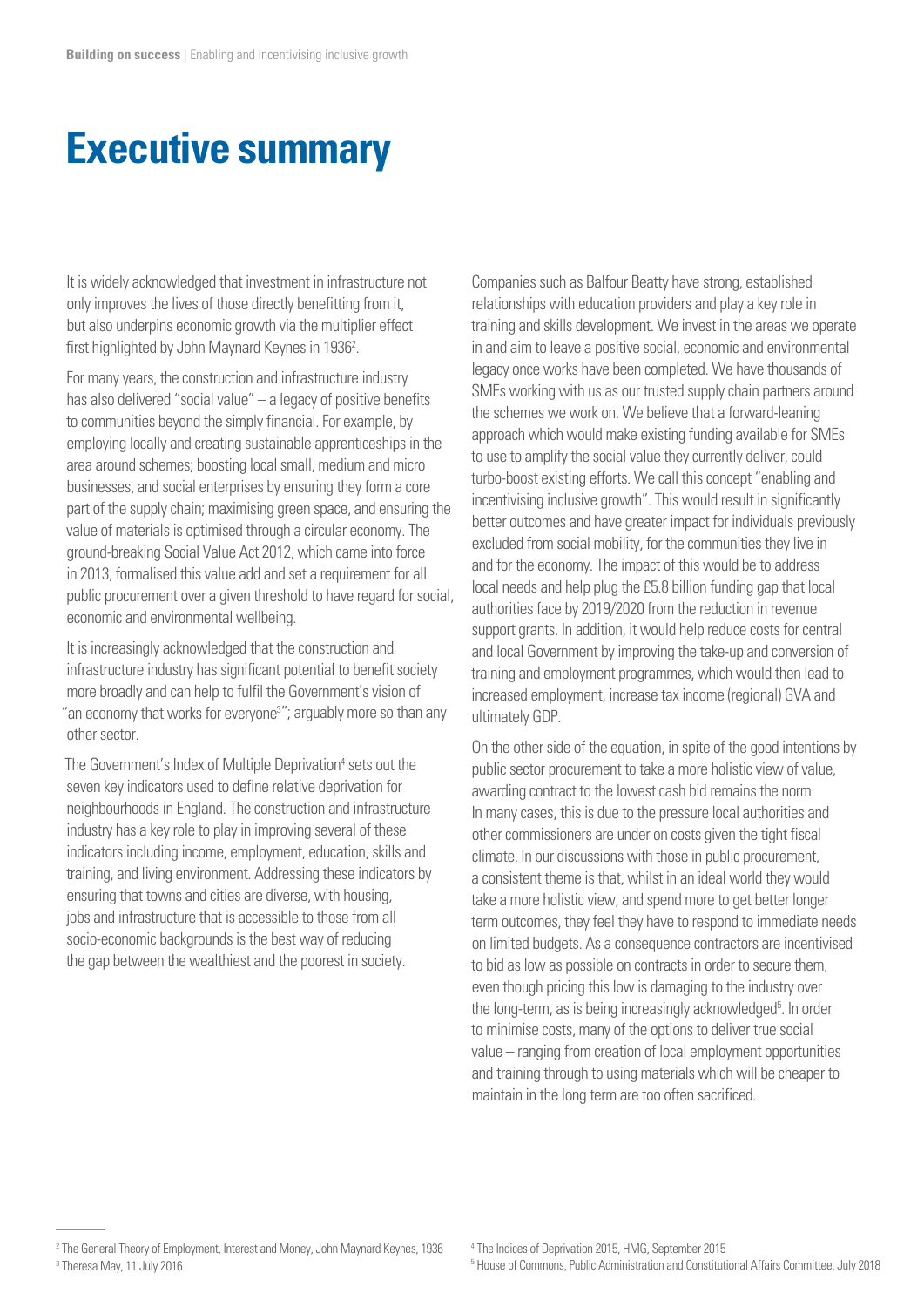# Executive summary

It is widely acknowledged that investment in infrastructure not only improves the lives of those directly benefitting from it, but also underpins economic growth via the multiplier effect first highlighted by John Maynard Keynes in 1936[2].

For many years, the construction and infrastructure industry has also delivered "social value" – a legacy of positive benefits to communities beyond the simply financial. For example, by employing locally and creating sustainable apprenticeships in the area around schemes; boosting local small, medium and micro businesses, and social enterprises by ensuring they form a core part of the supply chain; maximising green space, and ensuring the value of materials is optimised through a circular economy. The ground-breaking Social Value Act 2012, which came into force in 2013, formalised this value add and set a requirement for all public procurement over a given threshold to have regard for social, economic and environmental wellbeing.

It is increasingly acknowledged that the construction and infrastructure industry has significant potential to benefit society more broadly and can help to fulfil the Government's vision of "an economy that works for everyone[3]"; arguably more so than any other sector.

The Government's Index of Multiple Deprivation[4] sets out the seven key indicators used to define relative deprivation for neighbourhoods in England. The construction and infrastructure industry has a key role to play in improving several of these indicators including income, employment, education, skills and training, and living environment. Addressing these indicators by ensuring that towns and cities are diverse, with housing, jobs and infrastructure that is accessible to those from all socio-economic backgrounds is the best way of reducing the gap between the wealthiest and the poorest in society.

Companies such as Balfour Beatty have strong, established relationships with education providers and play a key role in training and skills development. We invest in the areas we operate in and aim to leave a positive social, economic and environmental legacy once works have been completed. We have thousands of SMEs working with us as our trusted supply chain partners around the schemes we work on. We believe that a forward-leaning approach which would make existing funding available for SMEs to use to amplify the social value they currently deliver, could turbo-boost existing efforts. We call this concept "enabling and incentivising inclusive growth". This would result in significantly better outcomes and have greater impact for individuals previously excluded from social mobility, for the communities they live in and for the economy. The impact of this would be to address local needs and help plug the £5.8 billion funding gap that local authorities face by 2019/2020 from the reduction in revenue support grants. In addition, it would help reduce costs for central and local Government by improving the take-up and conversion of training and employment programmes, which would then lead to increased employment, increase tax income (regional) GVA and ultimately GDP.

On the other side of the equation, in spite of the good intentions by public sector procurement to take a more holistic view of value, awarding contract to the lowest cash bid remains the norm. In many cases, this is due to the pressure local authorities and other commissioners are under on costs given the tight fiscal climate. In our discussions with those in public procurement, a consistent theme is that, whilst in an ideal world they would take a more holistic view, and spend more to get better longer term outcomes, they feel they have to respond to immediate needs on limited budgets. As a consequence contractors are incentivised to bid as low as possible on contracts in order to secure them, even though pricing this low is damaging to the industry over the long-term, as is being increasingly acknowledged[5]. In order to minimise costs, many of the options to deliver true social value – ranging from creation of local employment opportunities and training through to using materials which will be cheaper to maintain in the long term are too often sacrificed.

---

[2] The General Theory of Employment, Interest and Money, John Maynard Keynes, 1936

[3] Theresa May, 11 July 2016

[4] The Indices of Deprivation 2015, HMG, September 2015

[5] House of Commons, Public Administration and Constitutional Affairs Committee, July 2018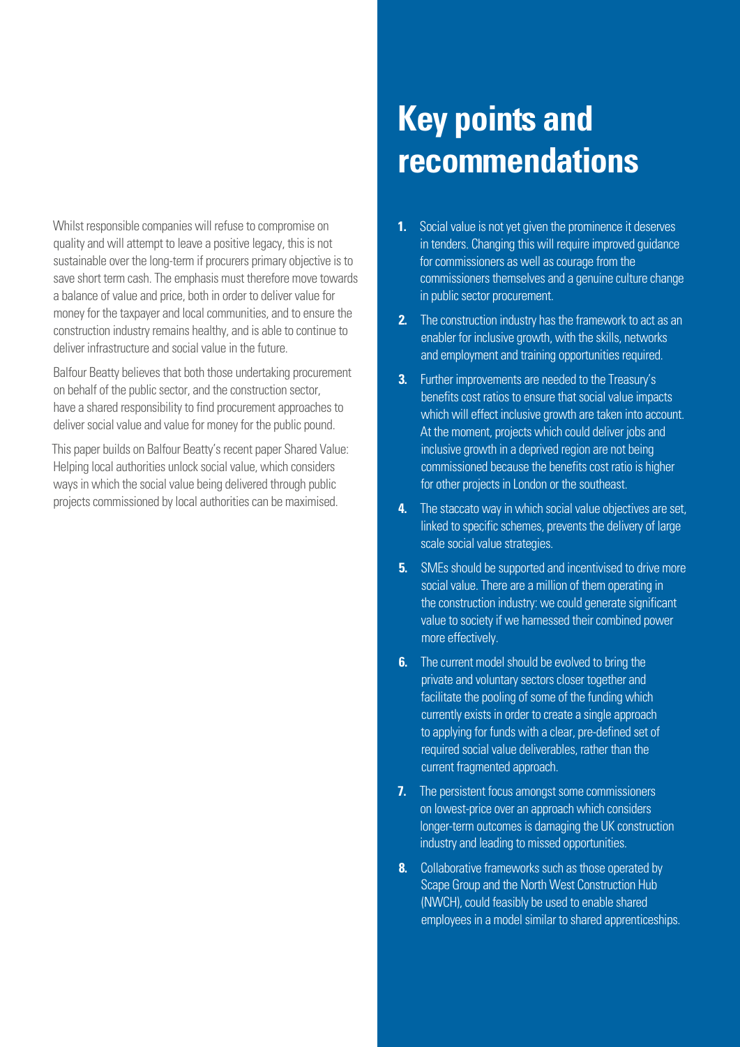Whilst responsible companies will refuse to compromise on quality and will attempt to leave a positive legacy, this is not sustainable over the long-term if procurers primary objective is to save short term cash. The emphasis must therefore move towards a balance of value and price, both in order to deliver value for money for the taxpayer and local communities, and to ensure the construction industry remains healthy, and is able to continue to deliver infrastructure and social value in the future.

Balfour Beatty believes that both those undertaking procurement on behalf of the public sector, and the construction sector, have a shared responsibility to find procurement approaches to deliver social value and value for money for the public pound.

This paper builds on Balfour Beatty's recent paper Shared Value: Helping local authorities unlock social value, which considers ways in which the social value being delivered through public projects commissioned by local authorities can be maximised.

# Key points and recommendations

1. Social value is not yet given the prominence it deserves in tenders. Changing this will require improved guidance for commissioners as well as courage from the commissioners themselves and a genuine culture change in public sector procurement.
2. The construction industry has the framework to act as an enabler for inclusive growth, with the skills, networks and employment and training opportunities required.
3. Further improvements are needed to the Treasury's benefits cost ratios to ensure that social value impacts which will effect inclusive growth are taken into account. At the moment, projects which could deliver jobs and inclusive growth in a deprived region are not being commissioned because the benefits cost ratio is higher for other projects in London or the southeast.
4. The staccato way in which social value objectives are set, linked to specific schemes, prevents the delivery of large scale social value strategies.
5. SMEs should be supported and incentivised to drive more social value. There are a million of them operating in the construction industry: we could generate significant value to society if we harnessed their combined power more effectively.
6. The current model should be evolved to bring the private and voluntary sectors closer together and facilitate the pooling of some of the funding which currently exists in order to create a single approach to applying for funds with a clear, pre-defined set of required social value deliverables, rather than the current fragmented approach.
7. The persistent focus amongst some commissioners on lowest-price over an approach which considers longer-term outcomes is damaging the UK construction industry and leading to missed opportunities.
8. Collaborative frameworks such as those operated by Scape Group and the North West Construction Hub (NWCH), could feasibly be used to enable shared employees in a model similar to shared apprenticeships.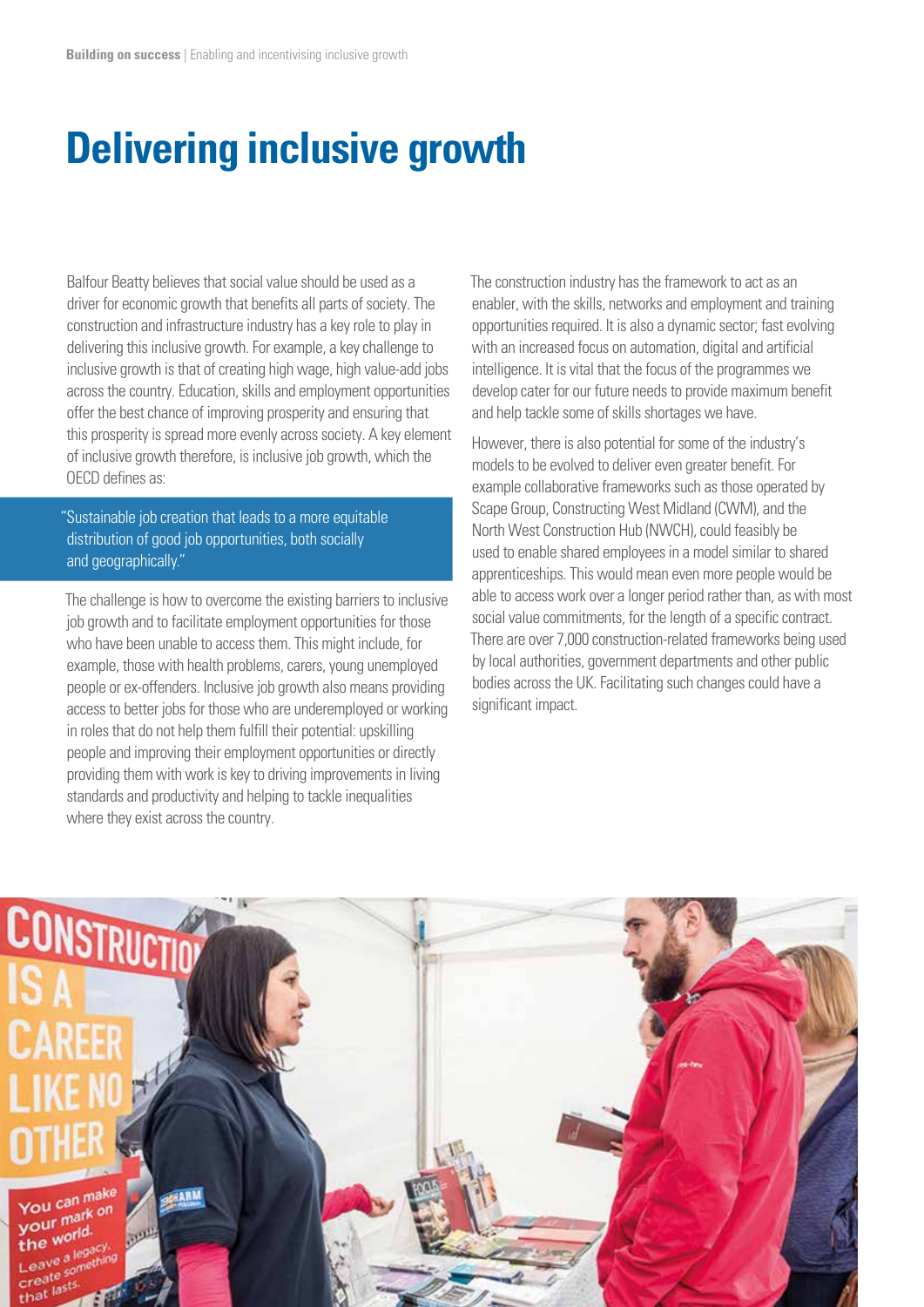# Delivering inclusive growth

Balfour Beatty believes that social value should be used as a driver for economic growth that benefits all parts of society. The construction and infrastructure industry has a key role to play in delivering this inclusive growth. For example, a key challenge to inclusive growth is that of creating high wage, high value-add jobs across the country. Education, skills and employment opportunities offer the best chance of improving prosperity and ensuring that this prosperity is spread more evenly across society. A key element of inclusive growth therefore, is inclusive job growth, which the OECD defines as:

"Sustainable job creation that leads to a more equitable distribution of good job opportunities, both socially and geographically."

The challenge is how to overcome the existing barriers to inclusive job growth and to facilitate employment opportunities for those who have been unable to access them. This might include, for example, those with health problems, carers, young unemployed people or ex-offenders. Inclusive job growth also means providing access to better jobs for those who are underemployed or working in roles that do not help them fulfill their potential: upskilling people and improving their employment opportunities or directly providing them with work is key to driving improvements in living standards and productivity and helping to tackle inequalities where they exist across the country.

The construction industry has the framework to act as an enabler, with the skills, networks and employment and training opportunities required. It is also a dynamic sector; fast evolving with an increased focus on automation, digital and artificial intelligence. It is vital that the focus of the programmes we develop cater for our future needs to provide maximum benefit and help tackle some of skills shortages we have.

However, there is also potential for some of the industry's models to be evolved to deliver even greater benefit. For example collaborative frameworks such as those operated by Scape Group, Constructing West Midland (CWM), and the North West Construction Hub (NWCH), could feasibly be used to enable shared employees in a model similar to shared apprenticeships. This would mean even more people would be able to access work over a longer period rather than, as with most social value commitments, for the length of a specific contract. There are over 7,000 construction-related frameworks being used by local authorities, government departments and other public bodies across the UK. Facilitating such changes could have a significant impact.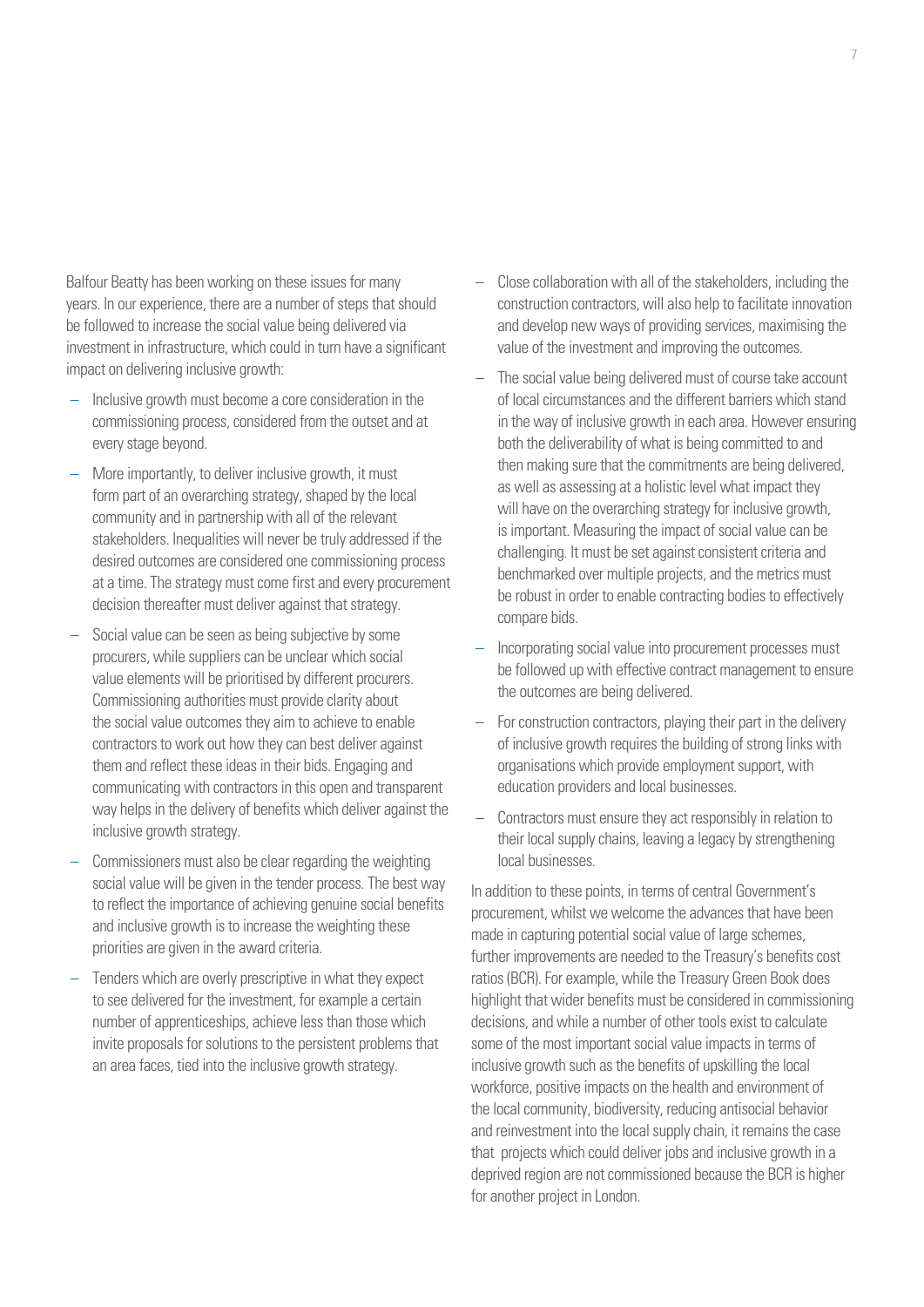Balfour Beatty has been working on these issues for many years. In our experience, there are a number of steps that should be followed to increase the social value being delivered via investment in infrastructure, which could in turn have a significant impact on delivering inclusive growth:

- Inclusive growth must become a core consideration in the commissioning process, considered from the outset and at every stage beyond.
- More importantly, to deliver inclusive growth, it must form part of an overarching strategy, shaped by the local community and in partnership with all of the relevant stakeholders. Inequalities will never be truly addressed if the desired outcomes are considered one commissioning process at a time. The strategy must come first and every procurement decision thereafter must deliver against that strategy.
- Social value can be seen as being subjective by some procurers, while suppliers can be unclear which social value elements will be prioritised by different procurers. Commissioning authorities must provide clarity about the social value outcomes they aim to achieve to enable contractors to work out how they can best deliver against them and reflect these ideas in their bids. Engaging and communicating with contractors in this open and transparent way helps in the delivery of benefits which deliver against the inclusive growth strategy.
- Commissioners must also be clear regarding the weighting social value will be given in the tender process. The best way to reflect the importance of achieving genuine social benefits and inclusive growth is to increase the weighting these priorities are given in the award criteria.
- Tenders which are overly prescriptive in what they expect to see delivered for the investment, for example a certain number of apprenticeships, achieve less than those which invite proposals for solutions to the persistent problems that an area faces, tied into the inclusive growth strategy.
- Close collaboration with all of the stakeholders, including the construction contractors, will also help to facilitate innovation and develop new ways of providing services, maximising the value of the investment and improving the outcomes.
- The social value being delivered must of course take account of local circumstances and the different barriers which stand in the way of inclusive growth in each area. However ensuring both the deliverability of what is being committed to and then making sure that the commitments are being delivered, as well as assessing at a holistic level what impact they will have on the overarching strategy for inclusive growth, is important. Measuring the impact of social value can be challenging. It must be set against consistent criteria and benchmarked over multiple projects, and the metrics must be robust in order to enable contracting bodies to effectively compare bids.
- Incorporating social value into procurement processes must be followed up with effective contract management to ensure the outcomes are being delivered.
- For construction contractors, playing their part in the delivery of inclusive growth requires the building of strong links with organisations which provide employment support, with education providers and local businesses.
- Contractors must ensure they act responsibly in relation to their local supply chains, leaving a legacy by strengthening local businesses.

In addition to these points, in terms of central Government's procurement, whilst we welcome the advances that have been made in capturing potential social value of large schemes, further improvements are needed to the Treasury's benefits cost ratios (BCR). For example, while the Treasury Green Book does highlight that wider benefits must be considered in commissioning decisions, and while a number of other tools exist to calculate some of the most important social value impacts in terms of inclusive growth such as the benefits of upskilling the local workforce, positive impacts on the health and environment of the local community, biodiversity, reducing antisocial behavior and reinvestment into the local supply chain, it remains the case that projects which could deliver jobs and inclusive growth in a deprived region are not commissioned because the BCR is higher for another project in London.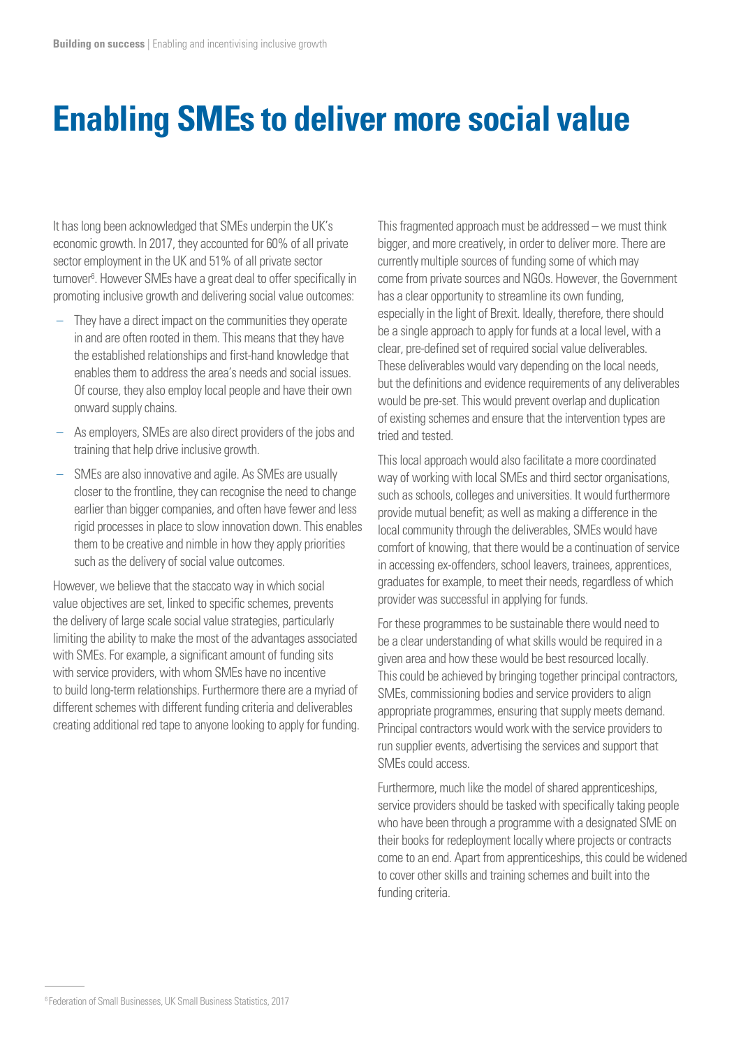# Enabling SMEs to deliver more social value

It has long been acknowledged that SMEs underpin the UK's economic growth. In 2017, they accounted for 60% of all private sector employment in the UK and 51% of all private sector turnover[6]. However SMEs have a great deal to offer specifically in promoting inclusive growth and delivering social value outcomes:

- They have a direct impact on the communities they operate in and are often rooted in them. This means that they have the established relationships and first-hand knowledge that enables them to address the area's needs and social issues. Of course, they also employ local people and have their own onward supply chains.
- As employers, SMEs are also direct providers of the jobs and training that help drive inclusive growth.
- SMEs are also innovative and agile. As SMEs are usually closer to the frontline, they can recognise the need to change earlier than bigger companies, and often have fewer and less rigid processes in place to slow innovation down. This enables them to be creative and nimble in how they apply priorities such as the delivery of social value outcomes.

However, we believe that the staccato way in which social value objectives are set, linked to specific schemes, prevents the delivery of large scale social value strategies, particularly limiting the ability to make the most of the advantages associated with SMEs. For example, a significant amount of funding sits with service providers, with whom SMEs have no incentive to build long-term relationships. Furthermore there are a myriad of different schemes with different funding criteria and deliverables creating additional red tape to anyone looking to apply for funding.

This fragmented approach must be addressed – we must think bigger, and more creatively, in order to deliver more. There are currently multiple sources of funding some of which may come from private sources and NGOs. However, the Government has a clear opportunity to streamline its own funding, especially in the light of Brexit. Ideally, therefore, there should be a single approach to apply for funds at a local level, with a clear, pre-defined set of required social value deliverables. These deliverables would vary depending on the local needs, but the definitions and evidence requirements of any deliverables would be pre-set. This would prevent overlap and duplication of existing schemes and ensure that the intervention types are tried and tested.

This local approach would also facilitate a more coordinated way of working with local SMEs and third sector organisations, such as schools, colleges and universities. It would furthermore provide mutual benefit; as well as making a difference in the local community through the deliverables, SMEs would have comfort of knowing, that there would be a continuation of service in accessing ex-offenders, school leavers, trainees, apprentices, graduates for example, to meet their needs, regardless of which provider was successful in applying for funds.

For these programmes to be sustainable there would need to be a clear understanding of what skills would be required in a given area and how these would be best resourced locally. This could be achieved by bringing together principal contractors, SMEs, commissioning bodies and service providers to align appropriate programmes, ensuring that supply meets demand. Principal contractors would work with the service providers to run supplier events, advertising the services and support that SMEs could access.

Furthermore, much like the model of shared apprenticeships, service providers should be tasked with specifically taking people who have been through a programme with a designated SME on their books for redeployment locally where projects or contracts come to an end. Apart from apprenticeships, this could be widened to cover other skills and training schemes and built into the funding criteria.

[6] Federation of Small Businesses, UK Small Business Statistics, 2017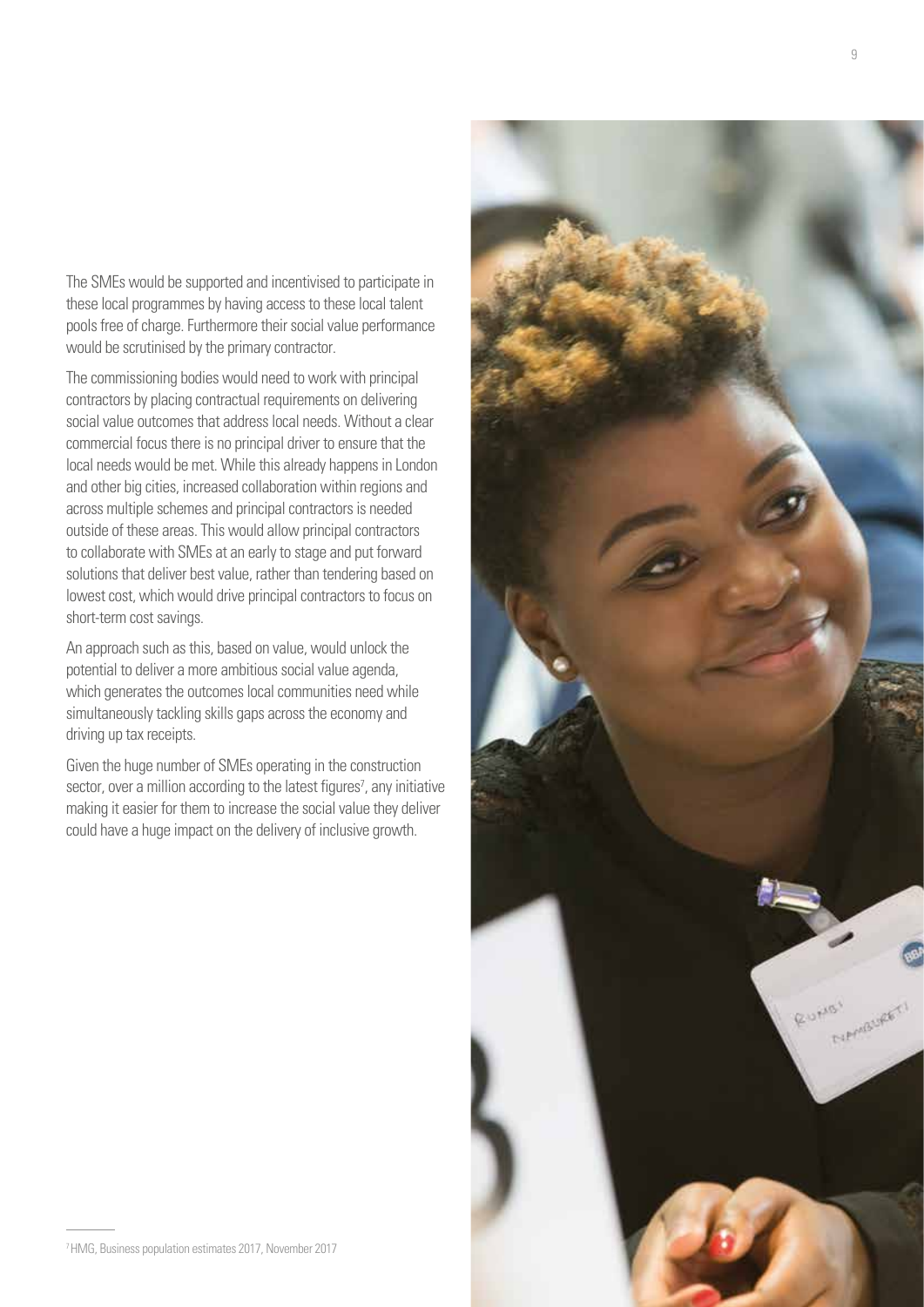The SMEs would be supported and incentivised to participate in these local programmes by having access to these local talent pools free of charge. Furthermore their social value performance would be scrutinised by the primary contractor.

The commissioning bodies would need to work with principal contractors by placing contractual requirements on delivering social value outcomes that address local needs. Without a clear commercial focus there is no principal driver to ensure that the local needs would be met. While this already happens in London and other big cities, increased collaboration within regions and across multiple schemes and principal contractors is needed outside of these areas. This would allow principal contractors to collaborate with SMEs at an early to stage and put forward solutions that deliver best value, rather than tendering based on lowest cost, which would drive principal contractors to focus on short-term cost savings.

An approach such as this, based on value, would unlock the potential to deliver a more ambitious social value agenda, which generates the outcomes local communities need while simultaneously tackling skills gaps across the economy and driving up tax receipts.

Given the huge number of SMEs operating in the construction sector, over a million according to the latest figures[7], any initiative making it easier for them to increase the social value they deliver could have a huge impact on the delivery of inclusive growth.

---

[7] HMG, Business population estimates 2017, November 2017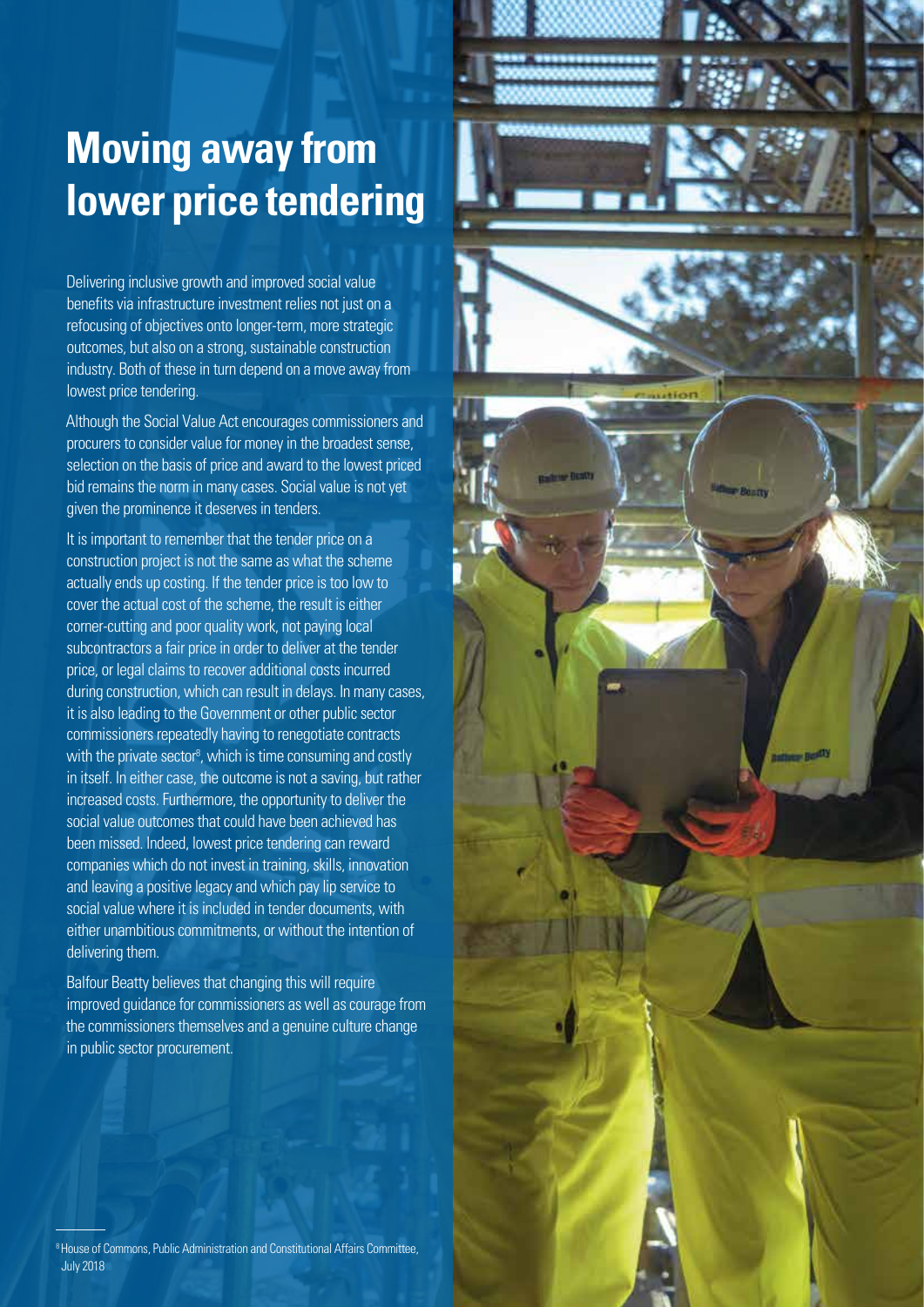# Moving away from lower price tendering

Delivering inclusive growth and improved social value benefits via infrastructure investment relies not just on a refocusing of objectives onto longer-term, more strategic outcomes, but also on a strong, sustainable construction industry. Both of these in turn depend on a move away from lowest price tendering.

Although the Social Value Act encourages commissioners and procurers to consider value for money in the broadest sense, selection on the basis of price and award to the lowest priced bid remains the norm in many cases. Social value is not yet given the prominence it deserves in tenders.

It is important to remember that the tender price on a construction project is not the same as what the scheme actually ends up costing. If the tender price is too low to cover the actual cost of the scheme, the result is either corner-cutting and poor quality work, not paying local subcontractors a fair price in order to deliver at the tender price, or legal claims to recover additional costs incurred during construction, which can result in delays. In many cases, it is also leading to the Government or other public sector commissioners repeatedly having to renegotiate contracts with the private sector[8], which is time consuming and costly in itself. In either case, the outcome is not a saving, but rather increased costs. Furthermore, the opportunity to deliver the social value outcomes that could have been achieved has been missed. Indeed, lowest price tendering can reward companies which do not invest in training, skills, innovation and leaving a positive legacy and which pay lip service to social value where it is included in tender documents, with either unambitious commitments, or without the intention of delivering them.

Balfour Beatty believes that changing this will require improved guidance for commissioners as well as courage from the commissioners themselves and a genuine culture change in public sector procurement.

[8] House of Commons, Public Administration and Constitutional Affairs Committee, July 2018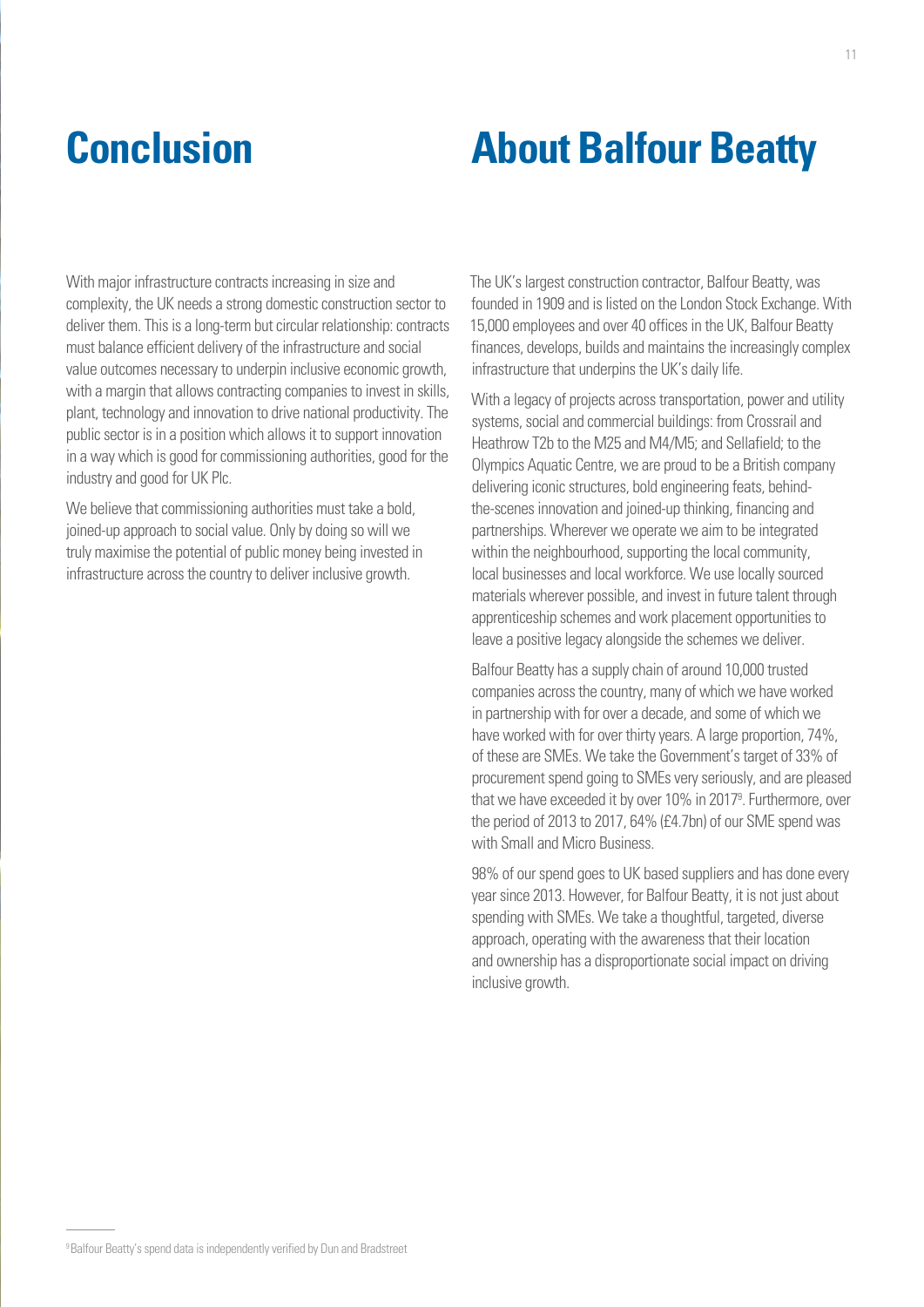# Conclusion

With major infrastructure contracts increasing in size and complexity, the UK needs a strong domestic construction sector to deliver them. This is a long-term but circular relationship: contracts must balance efficient delivery of the infrastructure and social value outcomes necessary to underpin inclusive economic growth, with a margin that allows contracting companies to invest in skills, plant, technology and innovation to drive national productivity. The public sector is in a position which allows it to support innovation in a way which is good for commissioning authorities, good for the industry and good for UK Plc.

We believe that commissioning authorities must take a bold, joined-up approach to social value. Only by doing so will we truly maximise the potential of public money being invested in infrastructure across the country to deliver inclusive growth.

# About Balfour Beatty

The UK's largest construction contractor, Balfour Beatty, was founded in 1909 and is listed on the London Stock Exchange. With 15,000 employees and over 40 offices in the UK, Balfour Beatty finances, develops, builds and maintains the increasingly complex infrastructure that underpins the UK's daily life.

With a legacy of projects across transportation, power and utility systems, social and commercial buildings: from Crossrail and Heathrow T2b to the M25 and M4/M5; and Sellafield; to the Olympics Aquatic Centre, we are proud to be a British company delivering iconic structures, bold engineering feats, behind-the-scenes innovation and joined-up thinking, financing and partnerships. Wherever we operate we aim to be integrated within the neighbourhood, supporting the local community, local businesses and local workforce. We use locally sourced materials wherever possible, and invest in future talent through apprenticeship schemes and work placement opportunities to leave a positive legacy alongside the schemes we deliver.

Balfour Beatty has a supply chain of around 10,000 trusted companies across the country, many of which we have worked in partnership with for over a decade, and some of which we have worked with for over thirty years. A large proportion, 74%, of these are SMEs. We take the Government's target of 33% of procurement spend going to SMEs very seriously, and are pleased that we have exceeded it by over 10% in 2017[9]. Furthermore, over the period of 2013 to 2017, 64% (£4.7bn) of our SME spend was with Small and Micro Business.

98% of our spend goes to UK based suppliers and has done every year since 2013. However, for Balfour Beatty, it is not just about spending with SMEs. We take a thoughtful, targeted, diverse approach, operating with the awareness that their location and ownership has a disproportionate social impact on driving inclusive growth.

[9] Balfour Beatty's spend data is independently verified by Dun and Bradstreet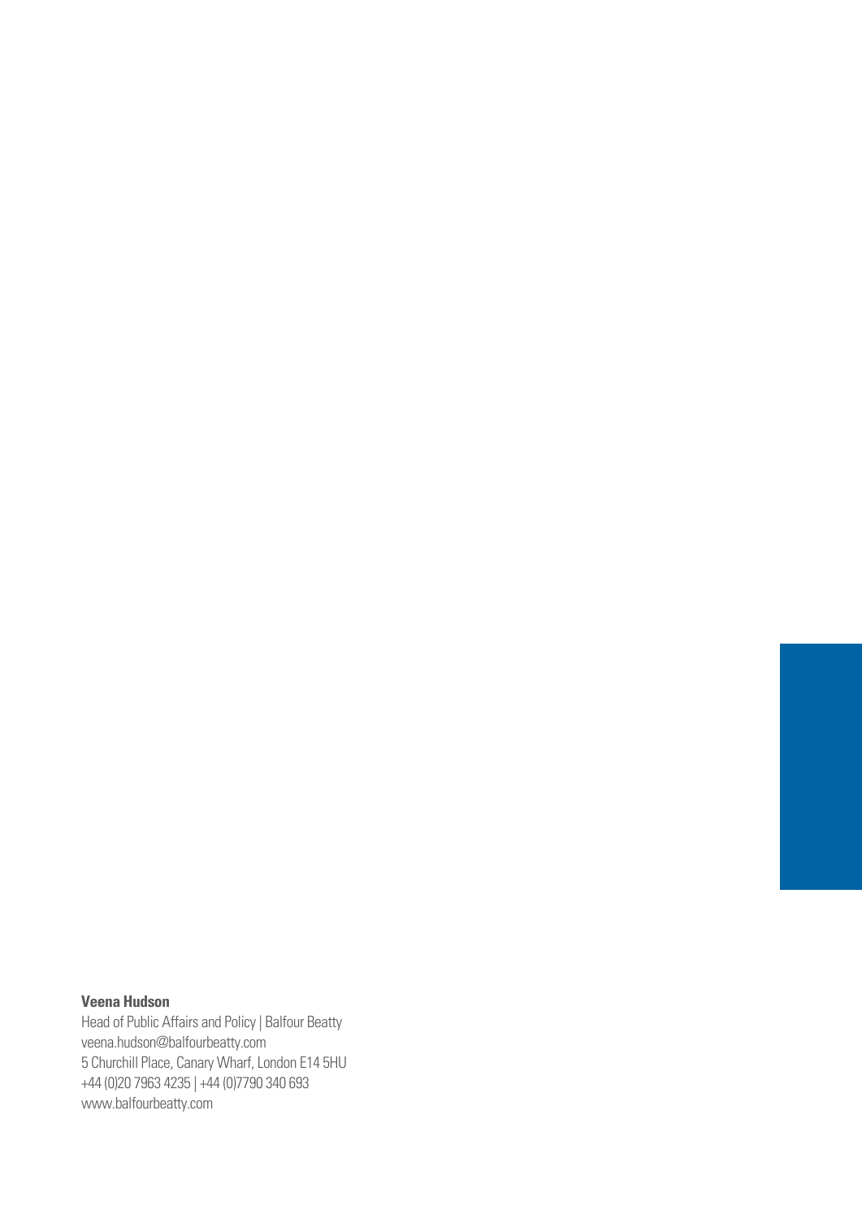**Veena Hudson**

Head of Public Affairs and Policy | Balfour Beatty
veena.hudson@balfourbeatty.com
5 Churchill Place, Canary Wharf, London E14 5HU
+44 (0)20 7963 4235 | +44 (0)7790 340 693
www.balfourbeatty.com